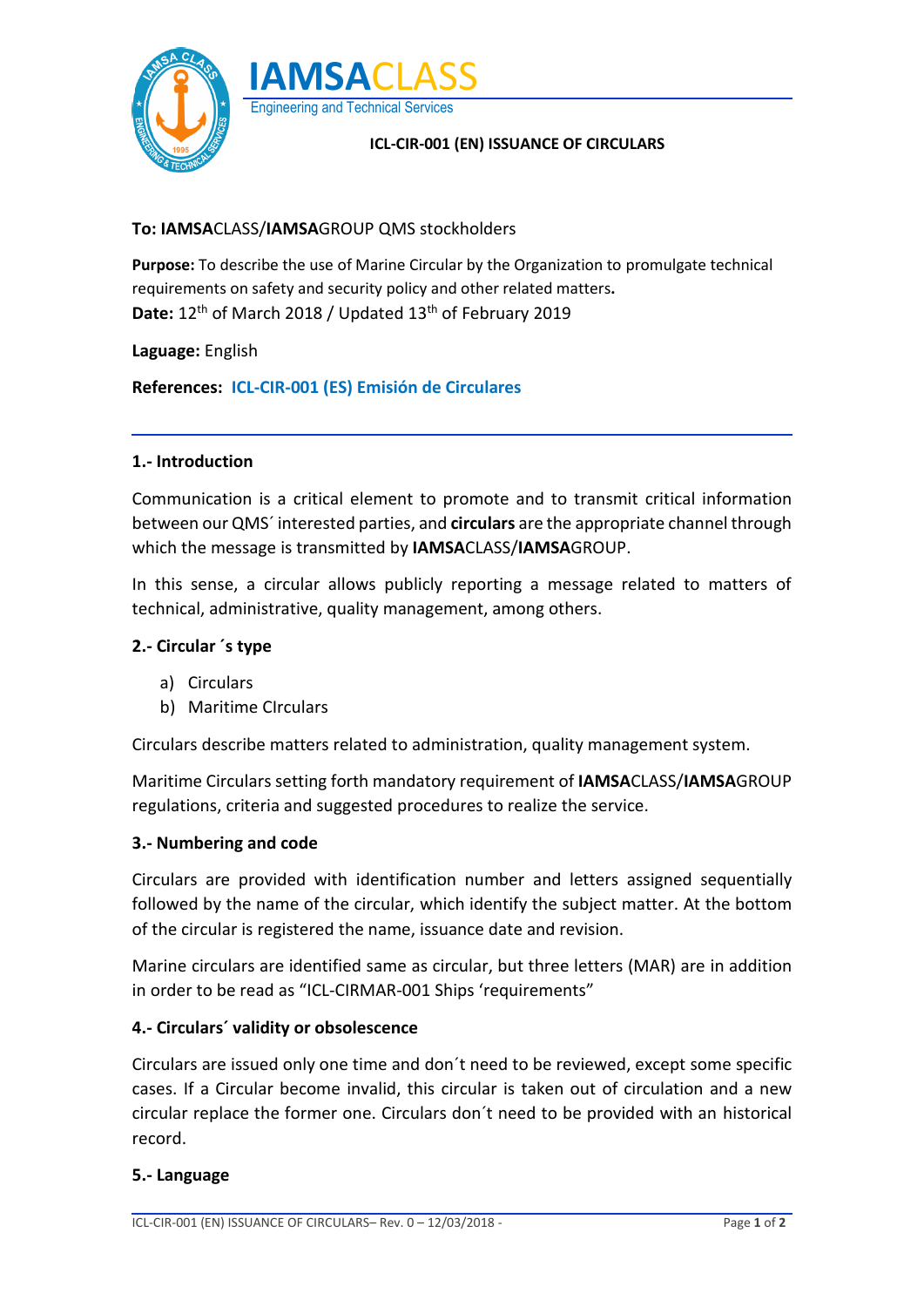**IAMSACLASS**
Engineering and Technical Services

**ICL-CIR-001 (EN) ISSUANCE OF CIRCULARS**

**To: IAMSA**CLASS/**IAMSA**GROUP QMS stockholders

**Purpose:** To describe the use of Marine Circular by the Organization to promulgate technical requirements on safety and security policy and other related matters**.**
**Date:** 12th of March 2018 / Updated 13th of February 2019

**Laguage:** English

**References: ICL-CIR-001 (ES) Emisión de Circulares**

---

### 1.- Introduction

Communication is a critical element to promote and to transmit critical information between our QMS´ interested parties, and **circulars** are the appropriate channel through which the message is transmitted by **IAMSA**CLASS/**IAMSA**GROUP.

In this sense, a circular allows publicly reporting a message related to matters of technical, administrative, quality management, among others.

### 2.- Circular ´s type

a) Circulars
b) Maritime CIrculars

Circulars describe matters related to administration, quality management system.

Maritime Circulars setting forth mandatory requirement of **IAMSA**CLASS/**IAMSA**GROUP regulations, criteria and suggested procedures to realize the service.

### 3.- Numbering and code

Circulars are provided with identification number and letters assigned sequentially followed by the name of the circular, which identify the subject matter. At the bottom of the circular is registered the name, issuance date and revision.

Marine circulars are identified same as circular, but three letters (MAR) are in addition in order to be read as "ICL-CIRMAR-001 Ships 'requirements"

### 4.- Circulars´ validity or obsolescence

Circulars are issued only one time and don´t need to be reviewed, except some specific cases. If a Circular become invalid, this circular is taken out of circulation and a new circular replace the former one. Circulars don´t need to be provided with an historical record.

### 5.- Language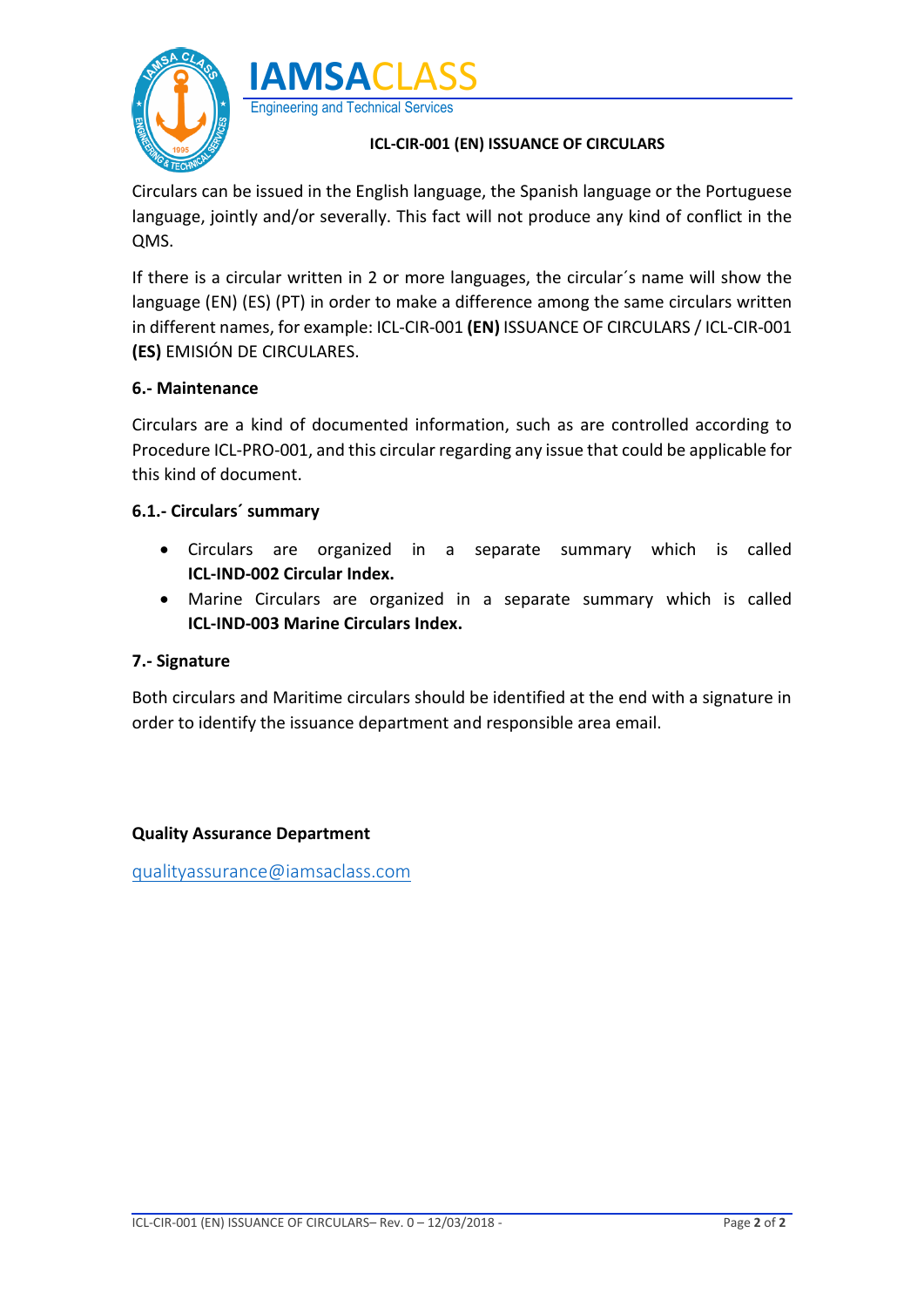Circulars can be issued in the English language, the Spanish language or the Portuguese language, jointly and/or severally. This fact will not produce any kind of conflict in the QMS.

If there is a circular written in 2 or more languages, the circular´s name will show the language (EN) (ES) (PT) in order to make a difference among the same circulars written in different names, for example: ICL-CIR-001 **(EN)** ISSUANCE OF CIRCULARS / ICL-CIR-001 **(ES)** EMISIÓN DE CIRCULARES.

### 6.- Maintenance

Circulars are a kind of documented information, such as are controlled according to Procedure ICL-PRO-001, and this circular regarding any issue that could be applicable for this kind of document.

#### 6.1.- Circulars´ summary

- Circulars are organized in a separate summary which is called **ICL-IND-002 Circular Index.**
- Marine Circulars are organized in a separate summary which is called **ICL-IND-003 Marine Circulars Index.**

### 7.- Signature

Both circulars and Maritime circulars should be identified at the end with a signature in order to identify the issuance department and responsible area email.

**Quality Assurance Department**

qualityassurance@iamsaclass.com